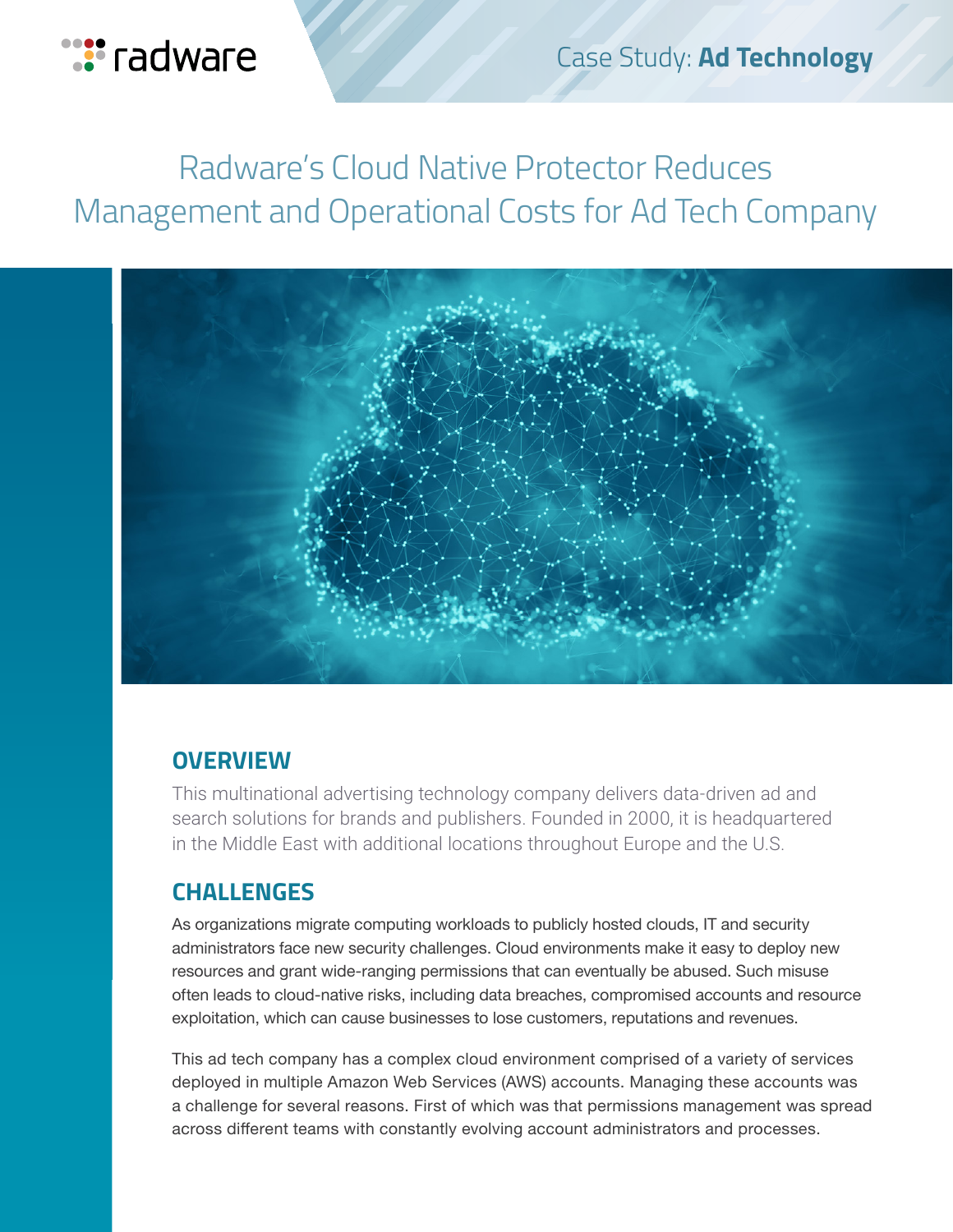Case Study: **Ad Technology**

# Radware's Cloud Native Protector Reduces Management and Operational Costs for Ad Tech Company

## OVERVIEW

This multinational advertising technology company delivers data-driven ad and search solutions for brands and publishers. Founded in 2000, it is headquartered in the Middle East with additional locations throughout Europe and the U.S.

## CHALLENGES

As organizations migrate computing workloads to publicly hosted clouds, IT and security administrators face new security challenges. Cloud environments make it easy to deploy new resources and grant wide-ranging permissions that can eventually be abused. Such misuse often leads to cloud-native risks, including data breaches, compromised accounts and resource exploitation, which can cause businesses to lose customers, reputations and revenues.

This ad tech company has a complex cloud environment comprised of a variety of services deployed in multiple Amazon Web Services (AWS) accounts. Managing these accounts was a challenge for several reasons. First of which was that permissions management was spread across different teams with constantly evolving account administrators and processes.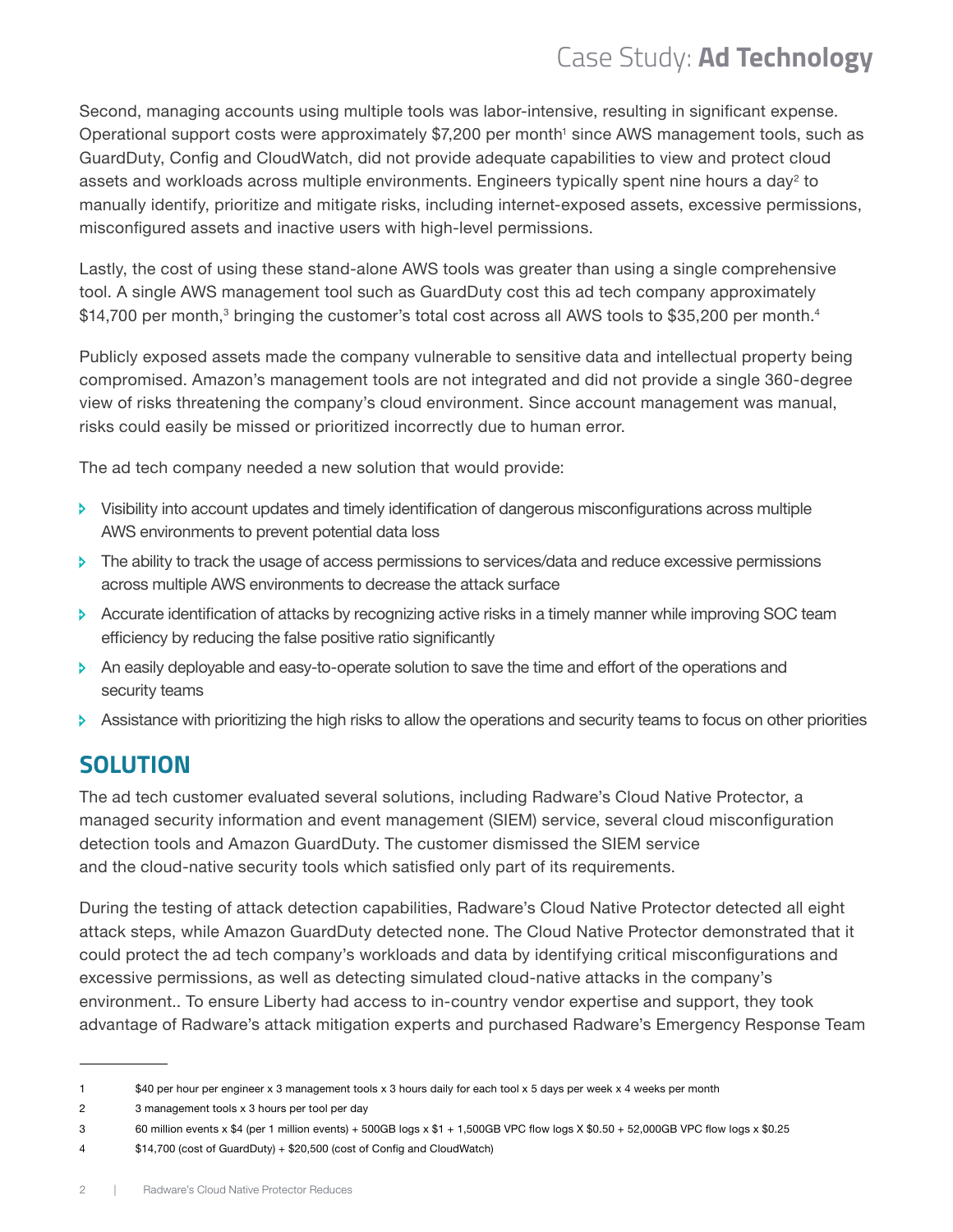Second, managing accounts using multiple tools was labor-intensive, resulting in significant expense. Operational support costs were approximately $7,200 per month[1] since AWS management tools, such as GuardDuty, Config and CloudWatch, did not provide adequate capabilities to view and protect cloud assets and workloads across multiple environments. Engineers typically spent nine hours a day[2] to manually identify, prioritize and mitigate risks, including internet-exposed assets, excessive permissions, misconfigured assets and inactive users with high-level permissions.

Lastly, the cost of using these stand-alone AWS tools was greater than using a single comprehensive tool. A single AWS management tool such as GuardDuty cost this ad tech company approximately $14,700 per month,[3] bringing the customer's total cost across all AWS tools to $35,200 per month.[4]

Publicly exposed assets made the company vulnerable to sensitive data and intellectual property being compromised. Amazon's management tools are not integrated and did not provide a single 360-degree view of risks threatening the company's cloud environment. Since account management was manual, risks could easily be missed or prioritized incorrectly due to human error.

The ad tech company needed a new solution that would provide:

- Visibility into account updates and timely identification of dangerous misconfigurations across multiple AWS environments to prevent potential data loss
- The ability to track the usage of access permissions to services/data and reduce excessive permissions across multiple AWS environments to decrease the attack surface
- Accurate identification of attacks by recognizing active risks in a timely manner while improving SOC team efficiency by reducing the false positive ratio significantly
- An easily deployable and easy-to-operate solution to save the time and effort of the operations and security teams
- Assistance with prioritizing the high risks to allow the operations and security teams to focus on other priorities

## SOLUTION

The ad tech customer evaluated several solutions, including Radware's Cloud Native Protector, a managed security information and event management (SIEM) service, several cloud misconfiguration detection tools and Amazon GuardDuty. The customer dismissed the SIEM service and the cloud-native security tools which satisfied only part of its requirements.

During the testing of attack detection capabilities, Radware's Cloud Native Protector detected all eight attack steps, while Amazon GuardDuty detected none. The Cloud Native Protector demonstrated that it could protect the ad tech company's workloads and data by identifying critical misconfigurations and excessive permissions, as well as detecting simulated cloud-native attacks in the company's environment.. To ensure Liberty had access to in-country vendor expertise and support, they took advantage of Radware's attack mitigation experts and purchased Radware's Emergency Response Team

---

1 $40 per hour per engineer x 3 management tools x 3 hours daily for each tool x 5 days per week x 4 weeks per month

2 3 management tools x 3 hours per tool per day

3 60 million events x $4 (per 1 million events) + 500GB logs x $1 + 1,500GB VPC flow logs X $0.50 + 52,000GB VPC flow logs x $0.25

4 $14,700 (cost of GuardDuty) + $20,500 (cost of Config and CloudWatch)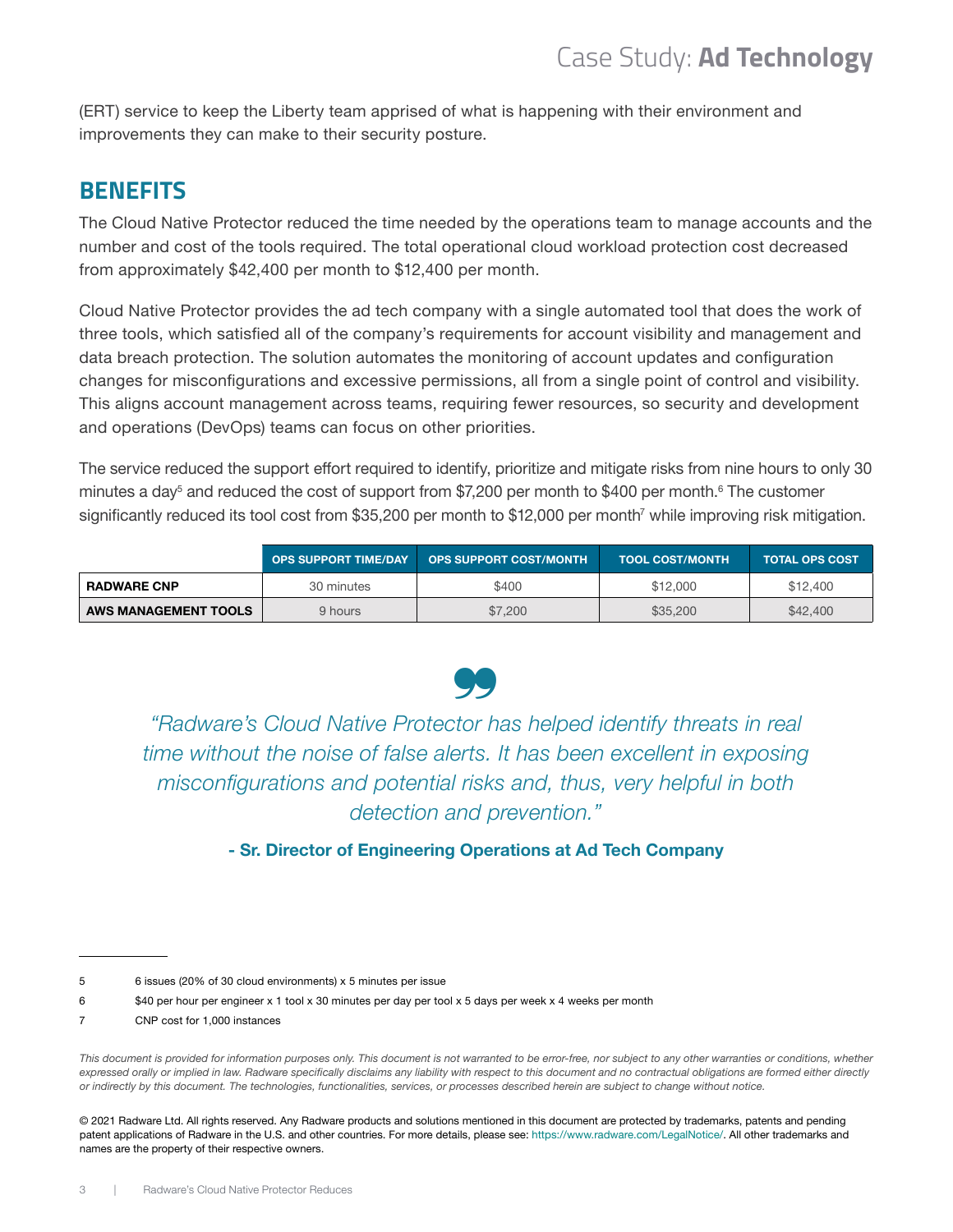(ERT) service to keep the Liberty team apprised of what is happening with their environment and improvements they can make to their security posture.

## BENEFITS

The Cloud Native Protector reduced the time needed by the operations team to manage accounts and the number and cost of the tools required. The total operational cloud workload protection cost decreased from approximately $42,400 per month to $12,400 per month.

Cloud Native Protector provides the ad tech company with a single automated tool that does the work of three tools, which satisfied all of the company's requirements for account visibility and management and data breach protection. The solution automates the monitoring of account updates and configuration changes for misconfigurations and excessive permissions, all from a single point of control and visibility. This aligns account management across teams, requiring fewer resources, so security and development and operations (DevOps) teams can focus on other priorities.

The service reduced the support effort required to identify, prioritize and mitigate risks from nine hours to only 30 minutes a day[5] and reduced the cost of support from $7,200 per month to $400 per month.[6] The customer significantly reduced its tool cost from $35,200 per month to $12,000 per month[7] while improving risk mitigation.

| | OPS SUPPORT TIME/DAY | OPS SUPPORT COST/MONTH | TOOL COST/MONTH | TOTAL OPS COST |
|---|---|---|---|---|
| **RADWARE CNP** | 30 minutes | $400 | $12,000 | $12,400 |
| **AWS MANAGEMENT TOOLS** | 9 hours | $7,200 | $35,200 | $42,400 |

*"Radware's Cloud Native Protector has helped identify threats in real time without the noise of false alerts. It has been excellent in exposing misconfigurations and potential risks and, thus, very helpful in both detection and prevention."*

**- Sr. Director of Engineering Operations at Ad Tech Company**

---

5 6 issues (20% of 30 cloud environments) x 5 minutes per issue

6 $40 per hour per engineer x 1 tool x 30 minutes per day per tool x 5 days per week x 4 weeks per month

7 CNP cost for 1,000 instances

*This document is provided for information purposes only. This document is not warranted to be error-free, nor subject to any other warranties or conditions, whether expressed orally or implied in law. Radware specifically disclaims any liability with respect to this document and no contractual obligations are formed either directly or indirectly by this document. The technologies, functionalities, services, or processes described herein are subject to change without notice.*

© 2021 Radware Ltd. All rights reserved. Any Radware products and solutions mentioned in this document are protected by trademarks, patents and pending patent applications of Radware in the U.S. and other countries. For more details, please see: https://www.radware.com/LegalNotice/. All other trademarks and names are the property of their respective owners.